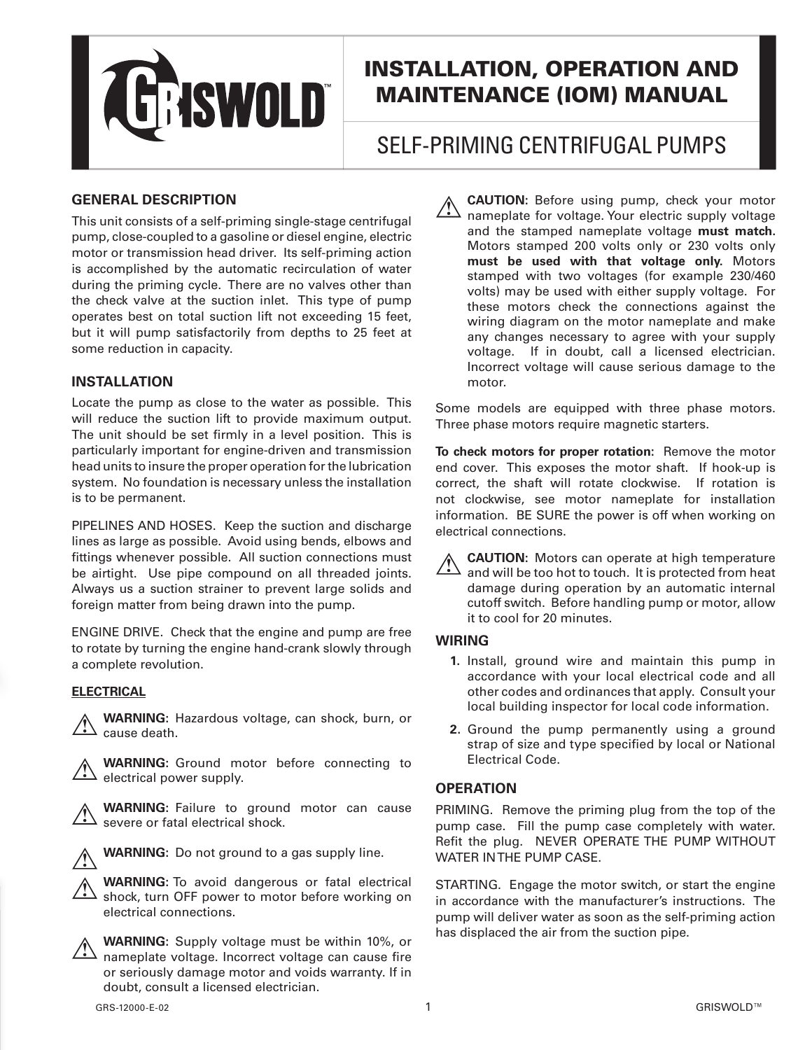# INSTALLATION, OPERATION AND MAINTENANCE (IOM) MANUAL

## SELF-PRIMING CENTRIFUGAL PUMPS

### GENERAL DESCRIPTION

This unit consists of a self-priming single-stage centrifugal pump, close-coupled to a gasoline or diesel engine, electric motor or transmission head driver. Its self-priming action is accomplished by the automatic recirculation of water during the priming cycle. There are no valves other than the check valve at the suction inlet. This type of pump operates best on total suction lift not exceeding 15 feet, but it will pump satisfactorily from depths to 25 feet at some reduction in capacity.

### INSTALLATION

Locate the pump as close to the water as possible. This will reduce the suction lift to provide maximum output. The unit should be set firmly in a level position. This is particularly important for engine-driven and transmission head units to insure the proper operation for the lubrication system. No foundation is necessary unless the installation is to be permanent.

PIPELINES AND HOSES. Keep the suction and discharge lines as large as possible. Avoid using bends, elbows and fittings whenever possible. All suction connections must be airtight. Use pipe compound on all threaded joints. Always us a suction strainer to prevent large solids and foreign matter from being drawn into the pump.

ENGINE DRIVE. Check that the engine and pump are free to rotate by turning the engine hand-crank slowly through a complete revolution.

#### ELECTRICAL

⚠ **WARNING:** Hazardous voltage, can shock, burn, or cause death.

⚠ **WARNING:** Ground motor before connecting to electrical power supply.

⚠ **WARNING:** Failure to ground motor can cause severe or fatal electrical shock.

⚠ **WARNING:** Do not ground to a gas supply line.

⚠ **WARNING:** To avoid dangerous or fatal electrical shock, turn OFF power to motor before working on electrical connections.

⚠ **WARNING:** Supply voltage must be within 10%, or nameplate voltage. Incorrect voltage can cause fire or seriously damage motor and voids warranty. If in doubt, consult a licensed electrician.

⚠ **CAUTION:** Before using pump, check your motor nameplate for voltage. Your electric supply voltage and the stamped nameplate voltage **must match**. Motors stamped 200 volts only or 230 volts only **must be used with that voltage only.** Motors stamped with two voltages (for example 230/460 volts) may be used with either supply voltage. For these motors check the connections against the wiring diagram on the motor nameplate and make any changes necessary to agree with your supply voltage. If in doubt, call a licensed electrician. Incorrect voltage will cause serious damage to the motor.

Some models are equipped with three phase motors. Three phase motors require magnetic starters.

**To check motors for proper rotation:** Remove the motor end cover. This exposes the motor shaft. If hook-up is correct, the shaft will rotate clockwise. If rotation is not clockwise, see motor nameplate for installation information. BE SURE the power is off when working on electrical connections.

⚠ **CAUTION:** Motors can operate at high temperature and will be too hot to touch. It is protected from heat damage during operation by an automatic internal cutoff switch. Before handling pump or motor, allow it to cool for 20 minutes.

### WIRING

1. Install, ground wire and maintain this pump in accordance with your local electrical code and all other codes and ordinances that apply. Consult your local building inspector for local code information.
2. Ground the pump permanently using a ground strap of size and type specified by local or National Electrical Code.

### OPERATION

PRIMING. Remove the priming plug from the top of the pump case. Fill the pump case completely with water. Refit the plug. NEVER OPERATE THE PUMP WITHOUT WATER IN THE PUMP CASE.

STARTING. Engage the motor switch, or start the engine in accordance with the manufacturer's instructions. The pump will deliver water as soon as the self-priming action has displaced the air from the suction pipe.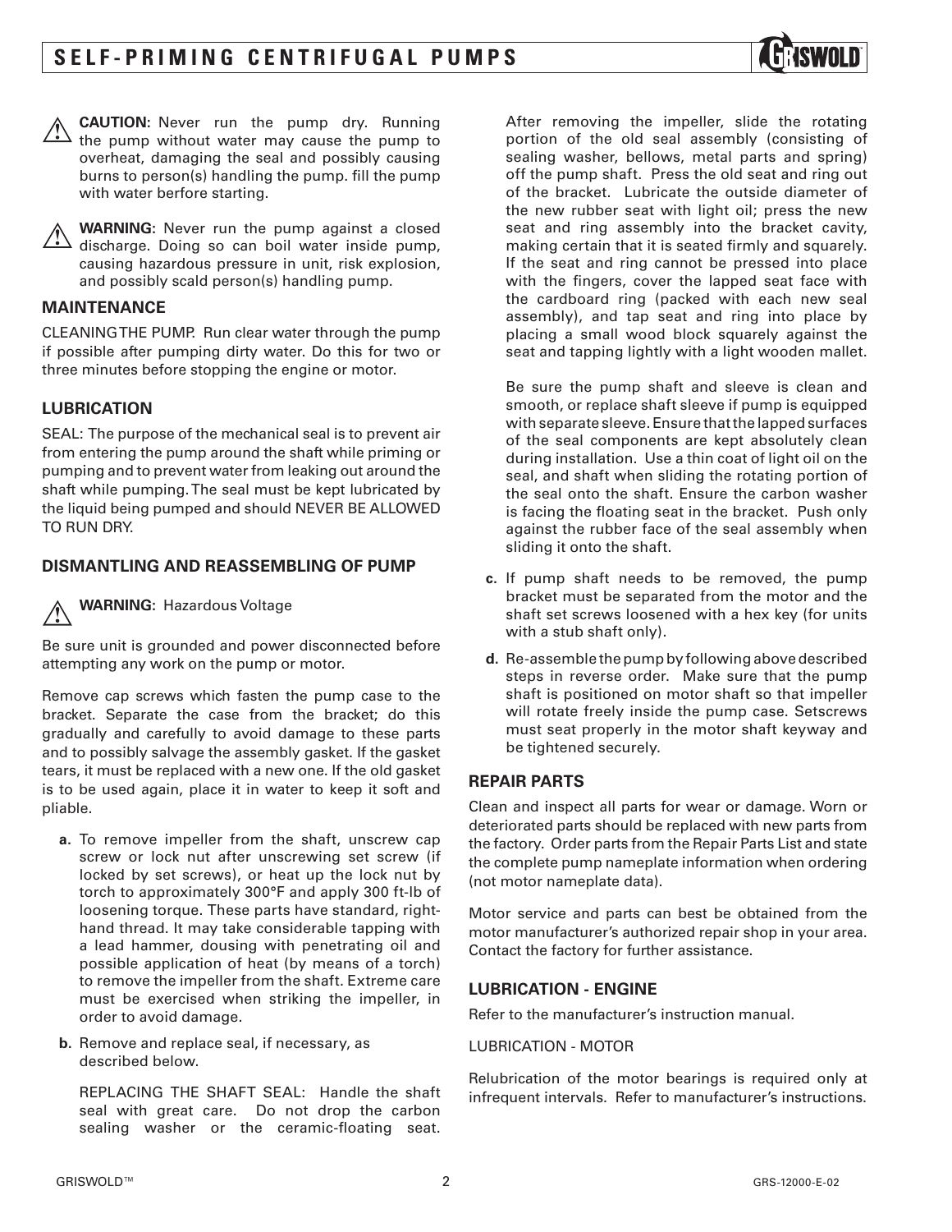**CAUTION:** Never run the pump dry. Running the pump without water may cause the pump to overheat, damaging the seal and possibly causing burns to person(s) handling the pump. fill the pump with water berfore starting.

**WARNING:** Never run the pump against a closed discharge. Doing so can boil water inside pump, causing hazardous pressure in unit, risk explosion, and possibly scald person(s) handling pump.

### MAINTENANCE

CLEANING THE PUMP. Run clear water through the pump if possible after pumping dirty water. Do this for two or three minutes before stopping the engine or motor.

### LUBRICATION

SEAL: The purpose of the mechanical seal is to prevent air from entering the pump around the shaft while priming or pumping and to prevent water from leaking out around the shaft while pumping. The seal must be kept lubricated by the liquid being pumped and should NEVER BE ALLOWED TO RUN DRY.

### DISMANTLING AND REASSEMBLING OF PUMP

**WARNING:** Hazardous Voltage

Be sure unit is grounded and power disconnected before attempting any work on the pump or motor.

Remove cap screws which fasten the pump case to the bracket. Separate the case from the bracket; do this gradually and carefully to avoid damage to these parts and to possibly salvage the assembly gasket. If the gasket tears, it must be replaced with a new one. If the old gasket is to be used again, place it in water to keep it soft and pliable.

**a.** To remove impeller from the shaft, unscrew cap screw or lock nut after unscrewing set screw (if locked by set screws), or heat up the lock nut by torch to approximately 300°F and apply 300 ft-lb of loosening torque. These parts have standard, right-hand thread. It may take considerable tapping with a lead hammer, dousing with penetrating oil and possible application of heat (by means of a torch) to remove the impeller from the shaft. Extreme care must be exercised when striking the impeller, in order to avoid damage.

**b.** Remove and replace seal, if necessary, as described below.

REPLACING THE SHAFT SEAL: Handle the shaft seal with great care. Do not drop the carbon sealing washer or the ceramic-floating seat. After removing the impeller, slide the rotating portion of the old seal assembly (consisting of sealing washer, bellows, metal parts and spring) off the pump shaft. Press the old seat and ring out of the bracket. Lubricate the outside diameter of the new rubber seat with light oil; press the new seat and ring assembly into the bracket cavity, making certain that it is seated firmly and squarely. If the seat and ring cannot be pressed into place with the fingers, cover the lapped seat face with the cardboard ring (packed with each new seal assembly), and tap seat and ring into place by placing a small wood block squarely against the seat and tapping lightly with a light wooden mallet.

Be sure the pump shaft and sleeve is clean and smooth, or replace shaft sleeve if pump is equipped with separate sleeve. Ensure that the lapped surfaces of the seal components are kept absolutely clean during installation. Use a thin coat of light oil on the seal, and shaft when sliding the rotating portion of the seal onto the shaft. Ensure the carbon washer is facing the floating seat in the bracket. Push only against the rubber face of the seal assembly when sliding it onto the shaft.

**c.** If pump shaft needs to be removed, the pump bracket must be separated from the motor and the shaft set screws loosened with a hex key (for units with a stub shaft only).

**d.** Re-assemble the pump by following above described steps in reverse order. Make sure that the pump shaft is positioned on motor shaft so that impeller will rotate freely inside the pump case. Setscrews must seat properly in the motor shaft keyway and be tightened securely.

### REPAIR PARTS

Clean and inspect all parts for wear or damage. Worn or deteriorated parts should be replaced with new parts from the factory. Order parts from the Repair Parts List and state the complete pump nameplate information when ordering (not motor nameplate data).

Motor service and parts can best be obtained from the motor manufacturer's authorized repair shop in your area. Contact the factory for further assistance.

### LUBRICATION - ENGINE

Refer to the manufacturer's instruction manual.

LUBRICATION - MOTOR

Relubrication of the motor bearings is required only at infrequent intervals. Refer to manufacturer's instructions.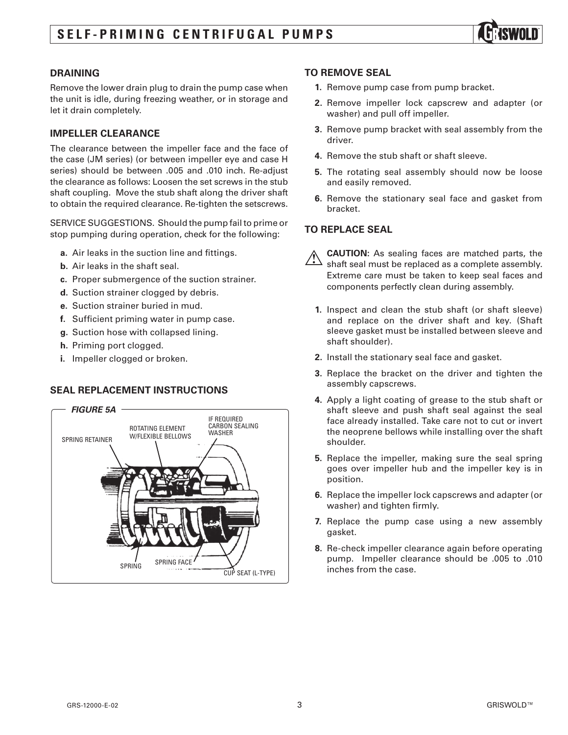## DRAINING

Remove the lower drain plug to drain the pump case when the unit is idle, during freezing weather, or in storage and let it drain completely.

## IMPELLER CLEARANCE

The clearance between the impeller face and the face of the case (JM series) (or between impeller eye and case H series) should be between .005 and .010 inch. Re-adjust the clearance as follows: Loosen the set screws in the stub shaft coupling. Move the stub shaft along the driver shaft to obtain the required clearance. Re-tighten the setscrews.

SERVICE SUGGESTIONS. Should the pump fail to prime or stop pumping during operation, check for the following:

- **a.** Air leaks in the suction line and fittings.
- **b.** Air leaks in the shaft seal.
- **c.** Proper submergence of the suction strainer.
- **d.** Suction strainer clogged by debris.
- **e.** Suction strainer buried in mud.
- **f.** Sufficient priming water in pump case.
- **g.** Suction hose with collapsed lining.
- **h.** Priming port clogged.
- **i.** Impeller clogged or broken.

## SEAL REPLACEMENT INSTRUCTIONS

***FIGURE 5A***

SPRING RETAINER — ROTATING ELEMENT W/FLEXIBLE BELLOWS — IF REQUIRED CARBON SEALING WASHER — SPRING — SPRING FACE — CUP SEAT (L-TYPE)

## TO REMOVE SEAL

1. Remove pump case from pump bracket.
2. Remove impeller lock capscrew and adapter (or washer) and pull off impeller.
3. Remove pump bracket with seal assembly from the driver.
4. Remove the stub shaft or shaft sleeve.
5. The rotating seal assembly should now be loose and easily removed.
6. Remove the stationary seal face and gasket from bracket.

## TO REPLACE SEAL

⚠ **CAUTION:** As sealing faces are matched parts, the shaft seal must be replaced as a complete assembly. Extreme care must be taken to keep seal faces and components perfectly clean during assembly.

1. Inspect and clean the stub shaft (or shaft sleeve) and replace on the driver shaft and key. (Shaft sleeve gasket must be installed between sleeve and shaft shoulder).
2. Install the stationary seal face and gasket.
3. Replace the bracket on the driver and tighten the assembly capscrews.
4. Apply a light coating of grease to the stub shaft or shaft sleeve and push shaft seal against the seal face already installed. Take care not to cut or invert the neoprene bellows while installing over the shaft shoulder.
5. Replace the impeller, making sure the seal spring goes over impeller hub and the impeller key is in position.
6. Replace the impeller lock capscrews and adapter (or washer) and tighten firmly.
7. Replace the pump case using a new assembly gasket.
8. Re-check impeller clearance again before operating pump. Impeller clearance should be .005 to .010 inches from the case.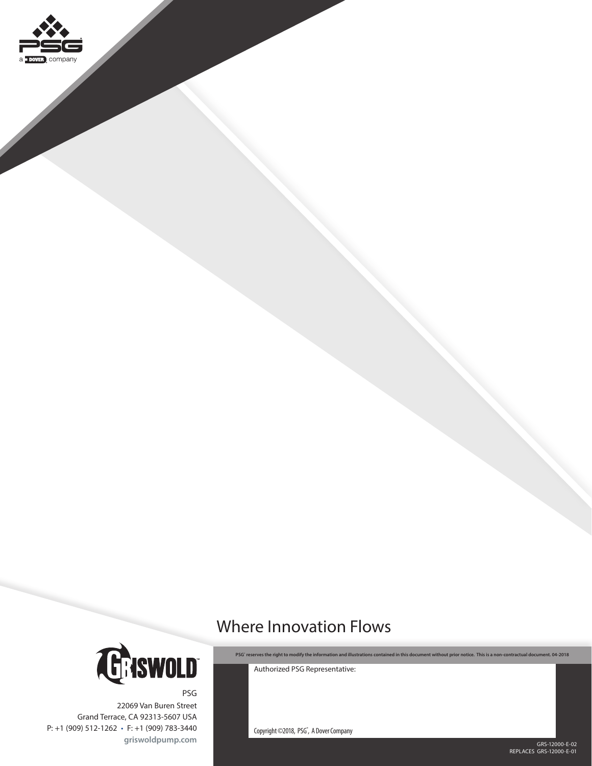a DOVER company

Where Innovation Flows

PSG® reserves the right to modify the information and illustrations contained in this document without prior notice. This is a non-contractual document. 04-2018

Authorized PSG Representative:

Copyright ©2018, PSG®, A Dover Company

GRISWOLD™

PSG
22069 Van Buren Street
Grand Terrace, CA 92313-5607 USA
P: +1 (909) 512-1262 • F: +1 (909) 783-3440
griswoldpump.com

GRS-12000-E-02
REPLACES GRS-12000-E-01